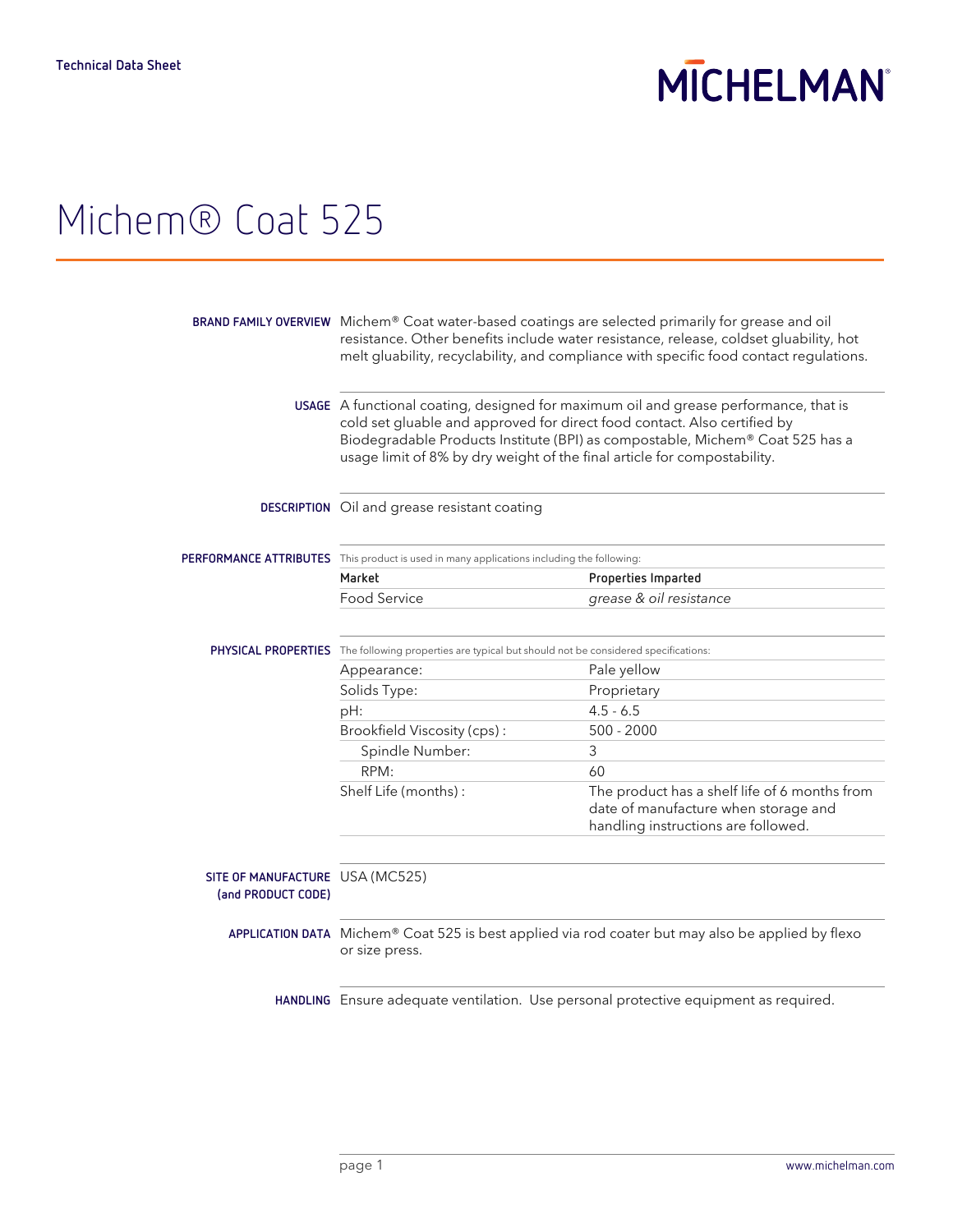Technical Data Sheet

# Michem® Coat 525

**BRAND FAMILY OVERVIEW** Michem® Coat water-based coatings are selected primarily for grease and oil resistance. Other benefits include water resistance, release, coldset gluability, hot melt gluability, recyclability, and compliance with specific food contact regulations.

**USAGE** A functional coating, designed for maximum oil and grease performance, that is cold set gluable and approved for direct food contact. Also certified by Biodegradable Products Institute (BPI) as compostable, Michem® Coat 525 has a usage limit of 8% by dry weight of the final article for compostability.

**DESCRIPTION** Oil and grease resistant coating

**PERFORMANCE ATTRIBUTES** This product is used in many applications including the following:

| Market | Properties Imparted |
|---|---|
| Food Service | *grease & oil resistance* |

**PHYSICAL PROPERTIES** The following properties are typical but should not be considered specifications:

| Property | Value |
|---|---|
| Appearance: | Pale yellow |
| Solids Type: | Proprietary |
| pH: | 4.5 - 6.5 |
| Brookfield Viscosity (cps) : | 500 - 2000 |
| Spindle Number: | 3 |
| RPM: | 60 |
| Shelf Life (months) : | The product has a shelf life of 6 months from date of manufacture when storage and handling instructions are followed. |

**SITE OF MANUFACTURE (and PRODUCT CODE)** USA (MC525)

**APPLICATION DATA** Michem® Coat 525 is best applied via rod coater but may also be applied by flexo or size press.

**HANDLING** Ensure adequate ventilation. Use personal protective equipment as required.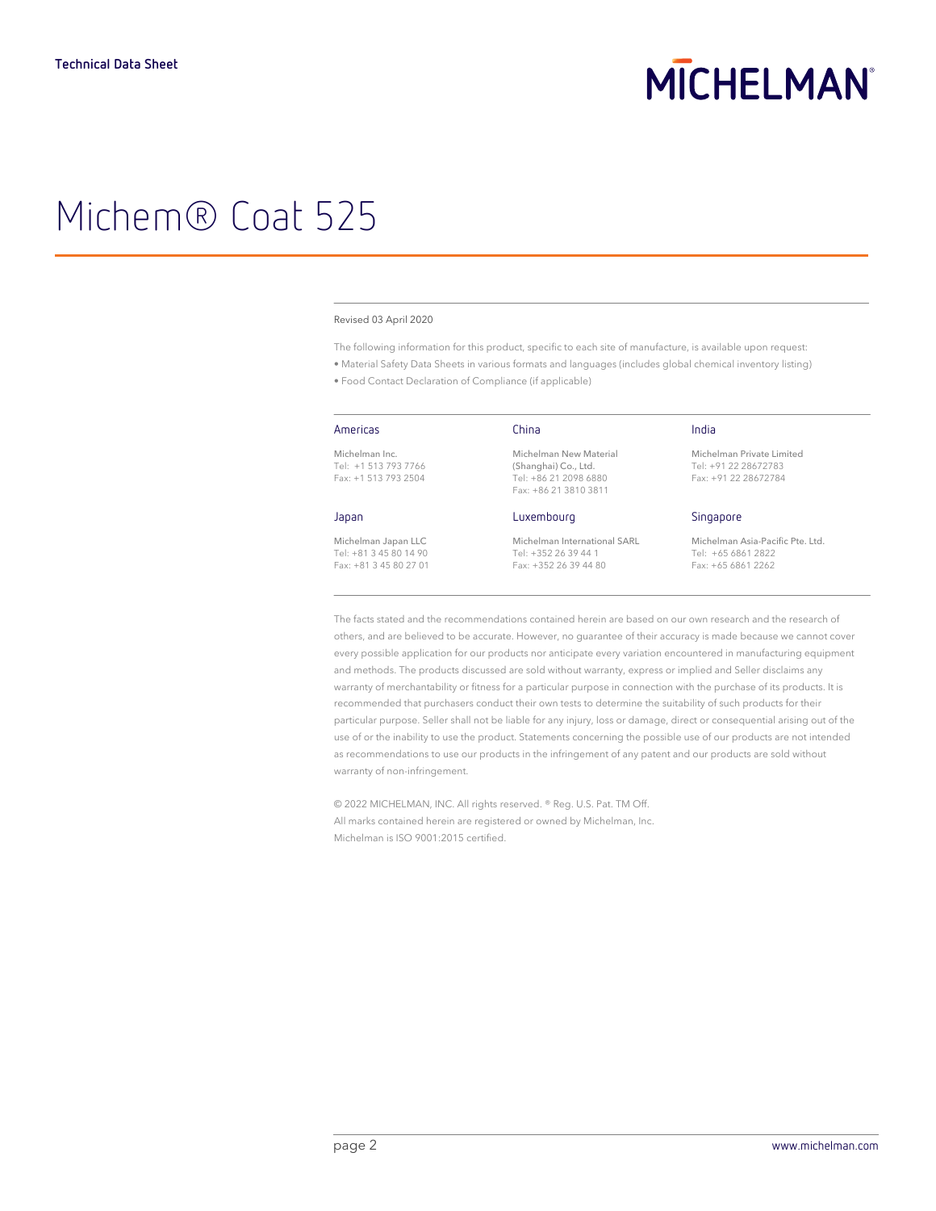# Michem® Coat 525

Revised 03 April 2020

The following information for this product, specific to each site of manufacture, is available upon request:

- Material Safety Data Sheets in various formats and languages (includes global chemical inventory listing)
- Food Contact Declaration of Compliance (if applicable)

### Americas

Michelman Inc.
Tel: +1 513 793 7766
Fax: +1 513 793 2504

### China

Michelman New Material (Shanghai) Co., Ltd.
Tel: +86 21 2098 6880
Fax: +86 21 3810 3811

### India

Michelman Private Limited
Tel: +91 22 28672783
Fax: +91 22 28672784

### Japan

Michelman Japan LLC
Tel: +81 3 45 80 14 90
Fax: +81 3 45 80 27 01

### Luxembourg

Michelman International SARL
Tel: +352 26 39 44 1
Fax: +352 26 39 44 80

### Singapore

Michelman Asia-Pacific Pte. Ltd.
Tel: +65 6861 2822
Fax: +65 6861 2262

The facts stated and the recommendations contained herein are based on our own research and the research of others, and are believed to be accurate. However, no guarantee of their accuracy is made because we cannot cover every possible application for our products nor anticipate every variation encountered in manufacturing equipment and methods. The products discussed are sold without warranty, express or implied and Seller disclaims any warranty of merchantability or fitness for a particular purpose in connection with the purchase of its products. It is recommended that purchasers conduct their own tests to determine the suitability of such products for their particular purpose. Seller shall not be liable for any injury, loss or damage, direct or consequential arising out of the use of or the inability to use the product. Statements concerning the possible use of our products are not intended as recommendations to use our products in the infringement of any patent and our products are sold without warranty of non-infringement.

© 2022 MICHELMAN, INC. All rights reserved. ® Reg. U.S. Pat. TM Off.
All marks contained herein are registered or owned by Michelman, Inc.
Michelman is ISO 9001:2015 certified.